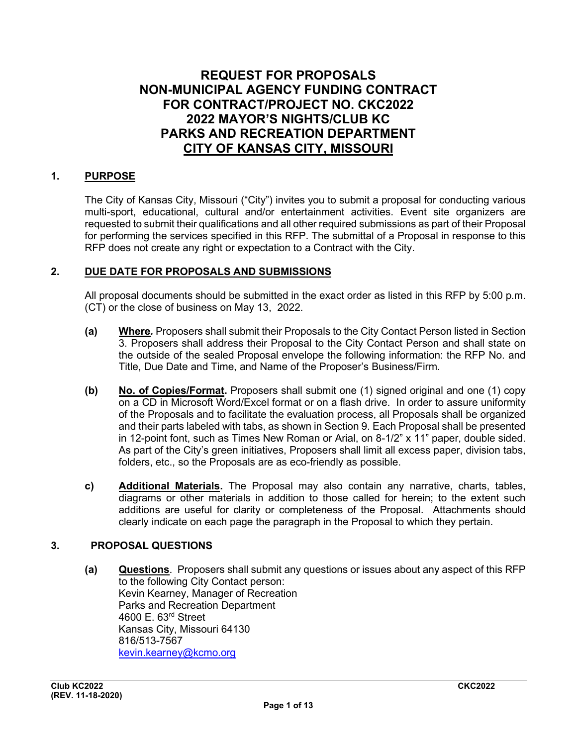# REQUEST FOR PROPOSALS
# NON-MUNICIPAL AGENCY FUNDING CONTRACT
# FOR CONTRACT/PROJECT NO. CKC2022
# 2022 MAYOR'S NIGHTS/CLUB KC
# PARKS AND RECREATION DEPARTMENT
# CITY OF KANSAS CITY, MISSOURI

## 1. PURPOSE

The City of Kansas City, Missouri ("City") invites you to submit a proposal for conducting various multi-sport, educational, cultural and/or entertainment activities. Event site organizers are requested to submit their qualifications and all other required submissions as part of their Proposal for performing the services specified in this RFP. The submittal of a Proposal in response to this RFP does not create any right or expectation to a Contract with the City.

## 2. DUE DATE FOR PROPOSALS AND SUBMISSIONS

All proposal documents should be submitted in the exact order as listed in this RFP by 5:00 p.m. (CT) or the close of business on May 13, 2022.

**(a) Where.** Proposers shall submit their Proposals to the City Contact Person listed in Section 3. Proposers shall address their Proposal to the City Contact Person and shall state on the outside of the sealed Proposal envelope the following information: the RFP No. and Title, Due Date and Time, and Name of the Proposer's Business/Firm.

**(b) No. of Copies/Format.** Proposers shall submit one (1) signed original and one (1) copy on a CD in Microsoft Word/Excel format or on a flash drive. In order to assure uniformity of the Proposals and to facilitate the evaluation process, all Proposals shall be organized and their parts labeled with tabs, as shown in Section 9. Each Proposal shall be presented in 12-point font, such as Times New Roman or Arial, on 8-1/2" x 11" paper, double sided. As part of the City's green initiatives, Proposers shall limit all excess paper, division tabs, folders, etc., so the Proposals are as eco-friendly as possible.

**c) Additional Materials.** The Proposal may also contain any narrative, charts, tables, diagrams or other materials in addition to those called for herein; to the extent such additions are useful for clarity or completeness of the Proposal. Attachments should clearly indicate on each page the paragraph in the Proposal to which they pertain.

## 3. PROPOSAL QUESTIONS

**(a) Questions**. Proposers shall submit any questions or issues about any aspect of this RFP to the following City Contact person:
Kevin Kearney, Manager of Recreation
Parks and Recreation Department
4600 E. 63rd Street
Kansas City, Missouri 64130
816/513-7567
kevin.kearney@kcmo.org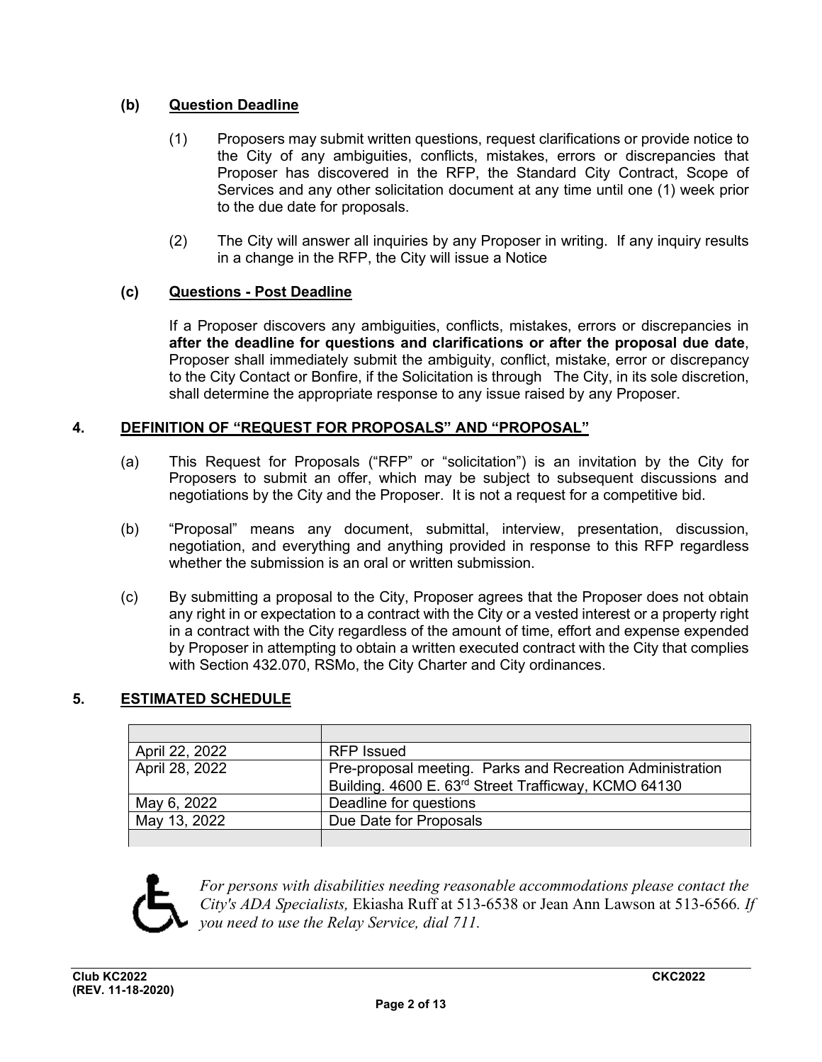### (b) Question Deadline

(1) Proposers may submit written questions, request clarifications or provide notice to the City of any ambiguities, conflicts, mistakes, errors or discrepancies that Proposer has discovered in the RFP, the Standard City Contract, Scope of Services and any other solicitation document at any time until one (1) week prior to the due date for proposals.

(2) The City will answer all inquiries by any Proposer in writing. If any inquiry results in a change in the RFP, the City will issue a Notice

### (c) Questions - Post Deadline

If a Proposer discovers any ambiguities, conflicts, mistakes, errors or discrepancies in **after the deadline for questions and clarifications or after the proposal due date**, Proposer shall immediately submit the ambiguity, conflict, mistake, error or discrepancy to the City Contact or Bonfire, if the Solicitation is through The City, in its sole discretion, shall determine the appropriate response to any issue raised by any Proposer.

## 4. DEFINITION OF "REQUEST FOR PROPOSALS" AND "PROPOSAL"

(a) This Request for Proposals ("RFP" or "solicitation") is an invitation by the City for Proposers to submit an offer, which may be subject to subsequent discussions and negotiations by the City and the Proposer. It is not a request for a competitive bid.

(b) "Proposal" means any document, submittal, interview, presentation, discussion, negotiation, and everything and anything provided in response to this RFP regardless whether the submission is an oral or written submission.

(c) By submitting a proposal to the City, Proposer agrees that the Proposer does not obtain any right in or expectation to a contract with the City or a vested interest or a property right in a contract with the City regardless of the amount of time, effort and expense expended by Proposer in attempting to obtain a written executed contract with the City that complies with Section 432.070, RSMo, the City Charter and City ordinances.

## 5. ESTIMATED SCHEDULE

| | |
|---|---|
| April 22, 2022 | RFP Issued |
| April 28, 2022 | Pre-proposal meeting. Parks and Recreation Administration Building. 4600 E. 63rd Street Trafficway, KCMO 64130 |
| May 6, 2022 | Deadline for questions |
| May 13, 2022 | Due Date for Proposals |
| | |

*For persons with disabilities needing reasonable accommodations please contact the City's ADA Specialists,* Ekiasha Ruff at 513-6538 or Jean Ann Lawson at 513-6566*. If you need to use the Relay Service, dial 711.*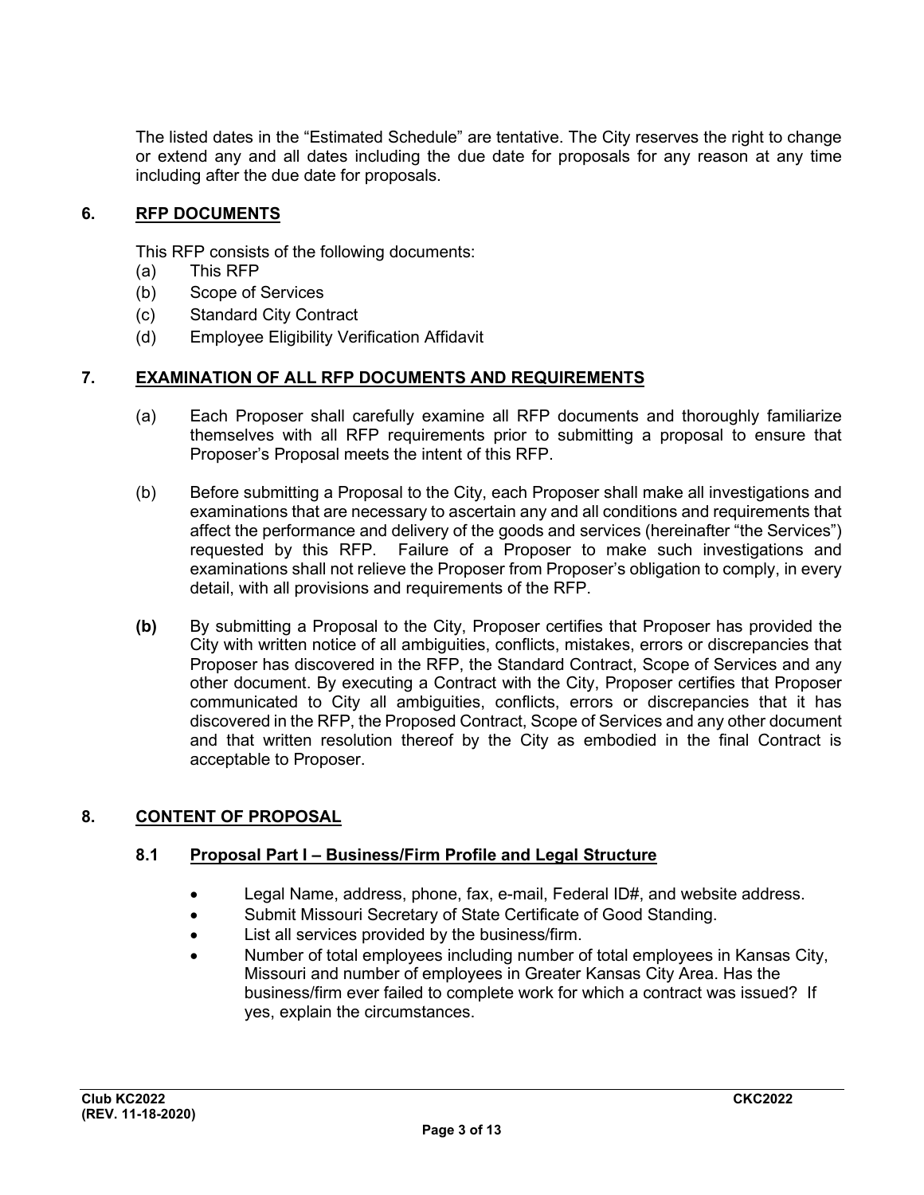The listed dates in the "Estimated Schedule" are tentative. The City reserves the right to change or extend any and all dates including the due date for proposals for any reason at any time including after the due date for proposals.

## 6. RFP DOCUMENTS

This RFP consists of the following documents:

(a) This RFP
(b) Scope of Services
(c) Standard City Contract
(d) Employee Eligibility Verification Affidavit

## 7. EXAMINATION OF ALL RFP DOCUMENTS AND REQUIREMENTS

(a) Each Proposer shall carefully examine all RFP documents and thoroughly familiarize themselves with all RFP requirements prior to submitting a proposal to ensure that Proposer's Proposal meets the intent of this RFP.

(b) Before submitting a Proposal to the City, each Proposer shall make all investigations and examinations that are necessary to ascertain any and all conditions and requirements that affect the performance and delivery of the goods and services (hereinafter "the Services") requested by this RFP. Failure of a Proposer to make such investigations and examinations shall not relieve the Proposer from Proposer's obligation to comply, in every detail, with all provisions and requirements of the RFP.

**(b)** By submitting a Proposal to the City, Proposer certifies that Proposer has provided the City with written notice of all ambiguities, conflicts, mistakes, errors or discrepancies that Proposer has discovered in the RFP, the Standard Contract, Scope of Services and any other document. By executing a Contract with the City, Proposer certifies that Proposer communicated to City all ambiguities, conflicts, errors or discrepancies that it has discovered in the RFP, the Proposed Contract, Scope of Services and any other document and that written resolution thereof by the City as embodied in the final Contract is acceptable to Proposer.

## 8. CONTENT OF PROPOSAL

### 8.1 Proposal Part I – Business/Firm Profile and Legal Structure

- Legal Name, address, phone, fax, e-mail, Federal ID#, and website address.
- Submit Missouri Secretary of State Certificate of Good Standing.
- List all services provided by the business/firm.
- Number of total employees including number of total employees in Kansas City, Missouri and number of employees in Greater Kansas City Area. Has the business/firm ever failed to complete work for which a contract was issued? If yes, explain the circumstances.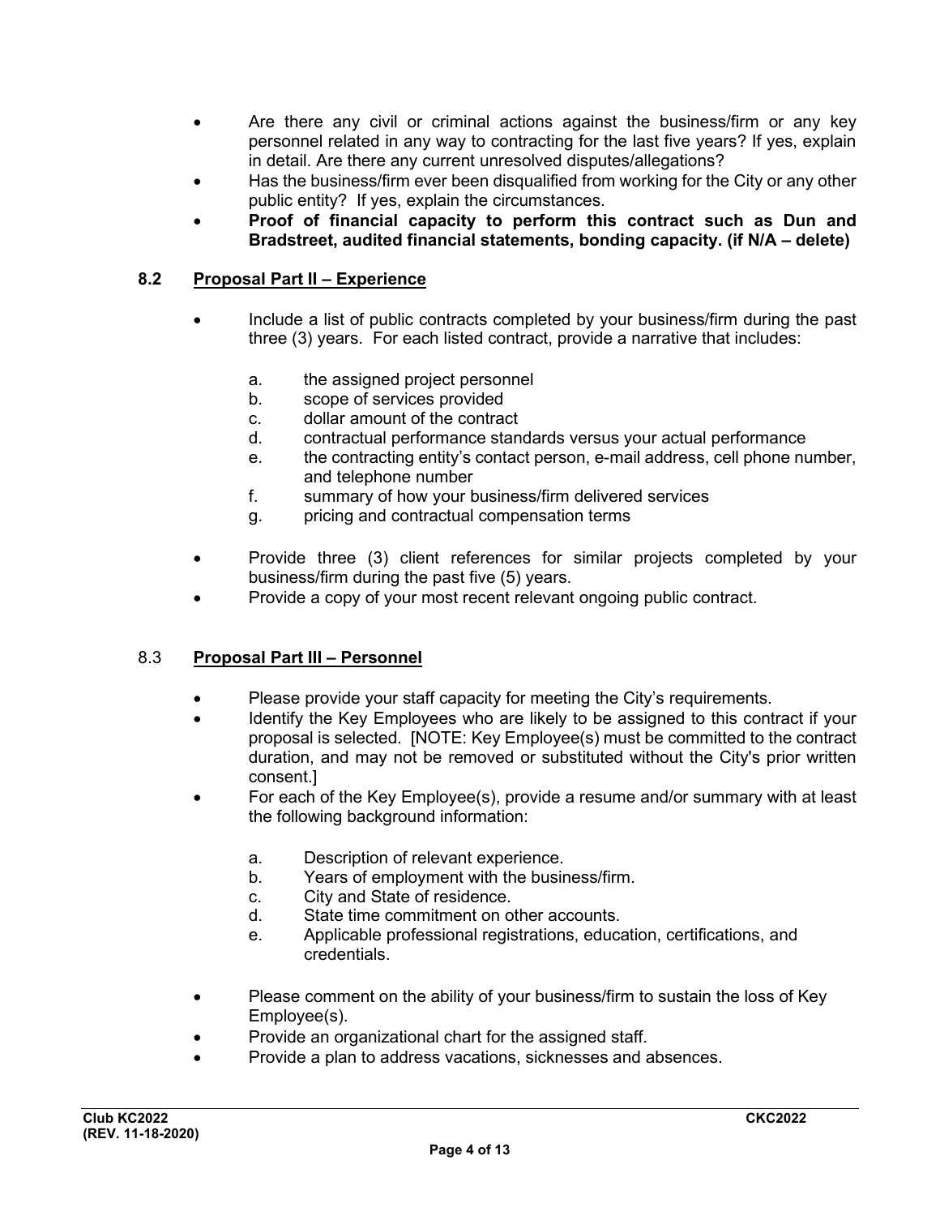- Are there any civil or criminal actions against the business/firm or any key personnel related in any way to contracting for the last five years? If yes, explain in detail. Are there any current unresolved disputes/allegations?
- Has the business/firm ever been disqualified from working for the City or any other public entity? If yes, explain the circumstances.
- **Proof of financial capacity to perform this contract such as Dun and Bradstreet, audited financial statements, bonding capacity. (if N/A – delete)**

### 8.2 Proposal Part II – Experience

- Include a list of public contracts completed by your business/firm during the past three (3) years. For each listed contract, provide a narrative that includes:

  a. the assigned project personnel
  b. scope of services provided
  c. dollar amount of the contract
  d. contractual performance standards versus your actual performance
  e. the contracting entity's contact person, e-mail address, cell phone number, and telephone number
  f. summary of how your business/firm delivered services
  g. pricing and contractual compensation terms

- Provide three (3) client references for similar projects completed by your business/firm during the past five (5) years.
- Provide a copy of your most recent relevant ongoing public contract.

### 8.3 Proposal Part III – Personnel

- Please provide your staff capacity for meeting the City's requirements.
- Identify the Key Employees who are likely to be assigned to this contract if your proposal is selected. [NOTE: Key Employee(s) must be committed to the contract duration, and may not be removed or substituted without the City's prior written consent.]
- For each of the Key Employee(s), provide a resume and/or summary with at least the following background information:

  a. Description of relevant experience.
  b. Years of employment with the business/firm.
  c. City and State of residence.
  d. State time commitment on other accounts.
  e. Applicable professional registrations, education, certifications, and credentials.

- Please comment on the ability of your business/firm to sustain the loss of Key Employee(s).
- Provide an organizational chart for the assigned staff.
- Provide a plan to address vacations, sicknesses and absences.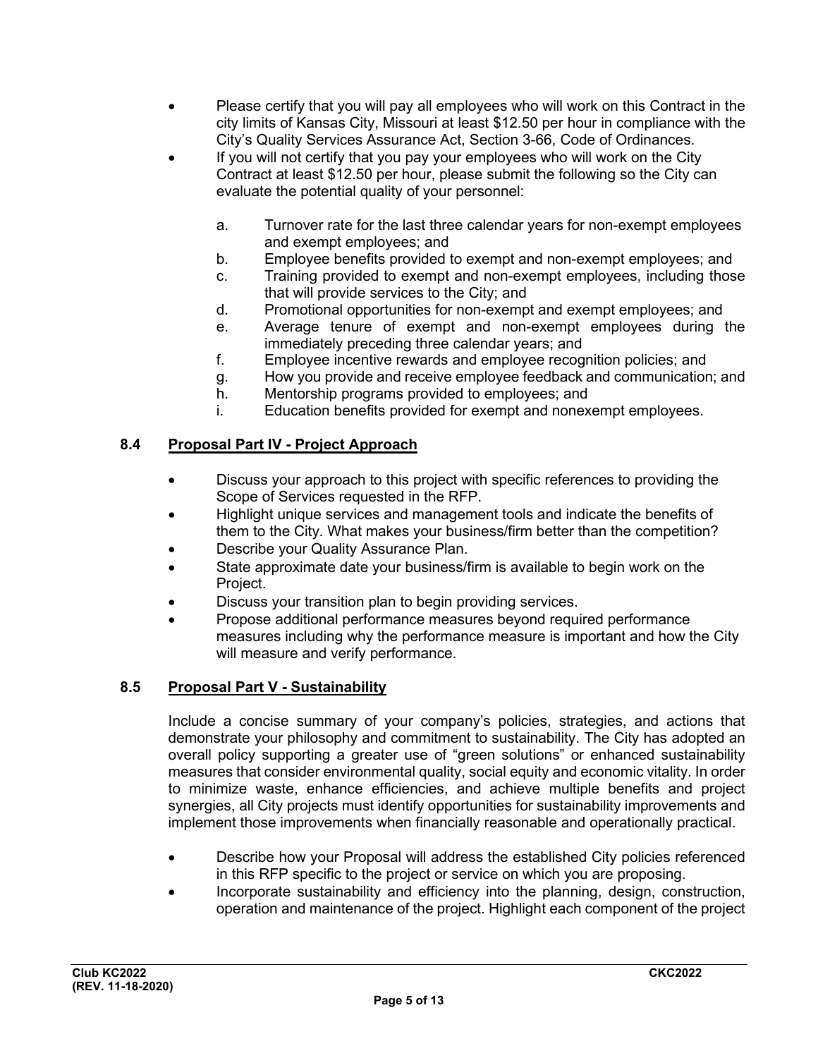- Please certify that you will pay all employees who will work on this Contract in the city limits of Kansas City, Missouri at least $12.50 per hour in compliance with the City's Quality Services Assurance Act, Section 3-66, Code of Ordinances.
- If you will not certify that you pay your employees who will work on the City Contract at least $12.50 per hour, please submit the following so the City can evaluate the potential quality of your personnel:

  a. Turnover rate for the last three calendar years for non-exempt employees and exempt employees; and
  b. Employee benefits provided to exempt and non-exempt employees; and
  c. Training provided to exempt and non-exempt employees, including those that will provide services to the City; and
  d. Promotional opportunities for non-exempt and exempt employees; and
  e. Average tenure of exempt and non-exempt employees during the immediately preceding three calendar years; and
  f. Employee incentive rewards and employee recognition policies; and
  g. How you provide and receive employee feedback and communication; and
  h. Mentorship programs provided to employees; and
  i. Education benefits provided for exempt and nonexempt employees.

## 8.4 Proposal Part IV - Project Approach

- Discuss your approach to this project with specific references to providing the Scope of Services requested in the RFP.
- Highlight unique services and management tools and indicate the benefits of them to the City. What makes your business/firm better than the competition?
- Describe your Quality Assurance Plan.
- State approximate date your business/firm is available to begin work on the Project.
- Discuss your transition plan to begin providing services.
- Propose additional performance measures beyond required performance measures including why the performance measure is important and how the City will measure and verify performance.

## 8.5 Proposal Part V - Sustainability

Include a concise summary of your company's policies, strategies, and actions that demonstrate your philosophy and commitment to sustainability. The City has adopted an overall policy supporting a greater use of "green solutions" or enhanced sustainability measures that consider environmental quality, social equity and economic vitality. In order to minimize waste, enhance efficiencies, and achieve multiple benefits and project synergies, all City projects must identify opportunities for sustainability improvements and implement those improvements when financially reasonable and operationally practical.

- Describe how your Proposal will address the established City policies referenced in this RFP specific to the project or service on which you are proposing.
- Incorporate sustainability and efficiency into the planning, design, construction, operation and maintenance of the project. Highlight each component of the project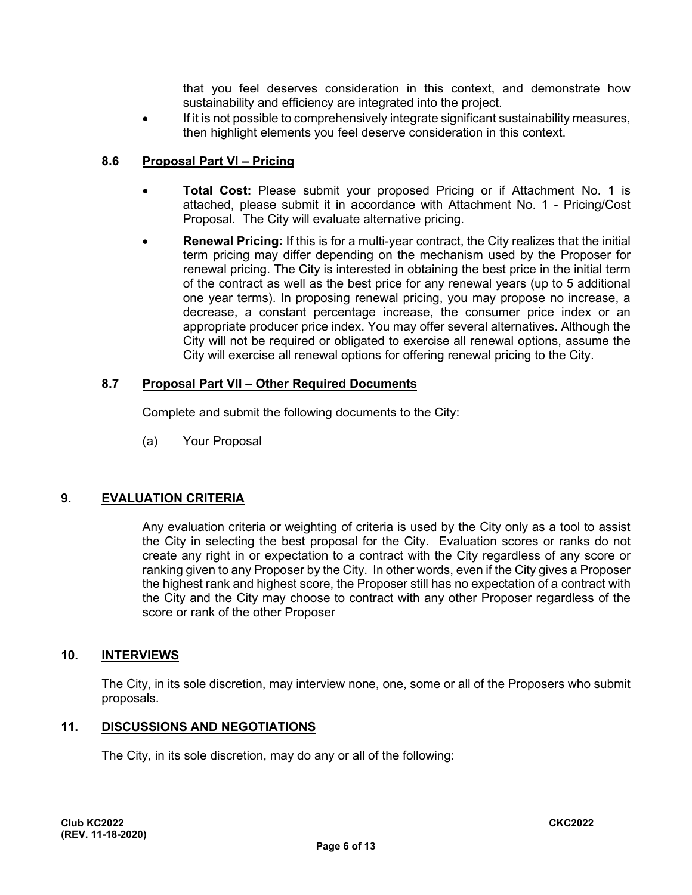that you feel deserves consideration in this context, and demonstrate how sustainability and efficiency are integrated into the project.

- If it is not possible to comprehensively integrate significant sustainability measures, then highlight elements you feel deserve consideration in this context.

### 8.6 Proposal Part VI – Pricing

- **Total Cost:** Please submit your proposed Pricing or if Attachment No. 1 is attached, please submit it in accordance with Attachment No. 1 - Pricing/Cost Proposal. The City will evaluate alternative pricing.
- **Renewal Pricing:** If this is for a multi-year contract, the City realizes that the initial term pricing may differ depending on the mechanism used by the Proposer for renewal pricing. The City is interested in obtaining the best price in the initial term of the contract as well as the best price for any renewal years (up to 5 additional one year terms). In proposing renewal pricing, you may propose no increase, a decrease, a constant percentage increase, the consumer price index or an appropriate producer price index. You may offer several alternatives. Although the City will not be required or obligated to exercise all renewal options, assume the City will exercise all renewal options for offering renewal pricing to the City.

### 8.7 Proposal Part VII – Other Required Documents

Complete and submit the following documents to the City:

(a) Your Proposal

## 9. EVALUATION CRITERIA

Any evaluation criteria or weighting of criteria is used by the City only as a tool to assist the City in selecting the best proposal for the City. Evaluation scores or ranks do not create any right in or expectation to a contract with the City regardless of any score or ranking given to any Proposer by the City. In other words, even if the City gives a Proposer the highest rank and highest score, the Proposer still has no expectation of a contract with the City and the City may choose to contract with any other Proposer regardless of the score or rank of the other Proposer

## 10. INTERVIEWS

The City, in its sole discretion, may interview none, one, some or all of the Proposers who submit proposals.

## 11. DISCUSSIONS AND NEGOTIATIONS

The City, in its sole discretion, may do any or all of the following: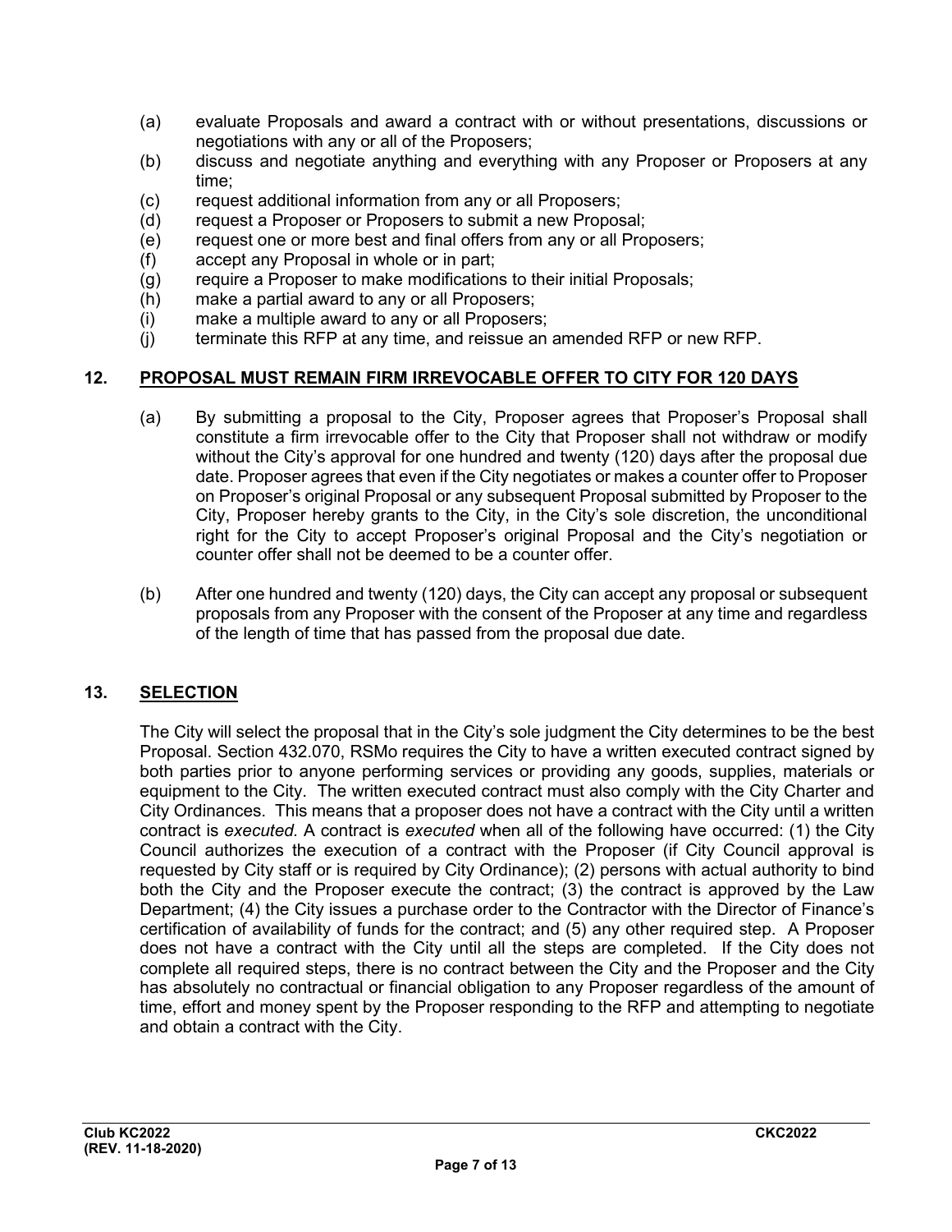(a) evaluate Proposals and award a contract with or without presentations, discussions or negotiations with any or all of the Proposers;
(b) discuss and negotiate anything and everything with any Proposer or Proposers at any time;
(c) request additional information from any or all Proposers;
(d) request a Proposer or Proposers to submit a new Proposal;
(e) request one or more best and final offers from any or all Proposers;
(f) accept any Proposal in whole or in part;
(g) require a Proposer to make modifications to their initial Proposals;
(h) make a partial award to any or all Proposers;
(i) make a multiple award to any or all Proposers;
(j) terminate this RFP at any time, and reissue an amended RFP or new RFP.

## 12. PROPOSAL MUST REMAIN FIRM IRREVOCABLE OFFER TO CITY FOR 120 DAYS

(a) By submitting a proposal to the City, Proposer agrees that Proposer's Proposal shall constitute a firm irrevocable offer to the City that Proposer shall not withdraw or modify without the City's approval for one hundred and twenty (120) days after the proposal due date. Proposer agrees that even if the City negotiates or makes a counter offer to Proposer on Proposer's original Proposal or any subsequent Proposal submitted by Proposer to the City, Proposer hereby grants to the City, in the City's sole discretion, the unconditional right for the City to accept Proposer's original Proposal and the City's negotiation or counter offer shall not be deemed to be a counter offer.

(b) After one hundred and twenty (120) days, the City can accept any proposal or subsequent proposals from any Proposer with the consent of the Proposer at any time and regardless of the length of time that has passed from the proposal due date.

## 13. SELECTION

The City will select the proposal that in the City's sole judgment the City determines to be the best Proposal. Section 432.070, RSMo requires the City to have a written executed contract signed by both parties prior to anyone performing services or providing any goods, supplies, materials or equipment to the City. The written executed contract must also comply with the City Charter and City Ordinances. This means that a proposer does not have a contract with the City until a written contract is *executed.* A contract is *executed* when all of the following have occurred: (1) the City Council authorizes the execution of a contract with the Proposer (if City Council approval is requested by City staff or is required by City Ordinance); (2) persons with actual authority to bind both the City and the Proposer execute the contract; (3) the contract is approved by the Law Department; (4) the City issues a purchase order to the Contractor with the Director of Finance's certification of availability of funds for the contract; and (5) any other required step. A Proposer does not have a contract with the City until all the steps are completed. If the City does not complete all required steps, there is no contract between the City and the Proposer and the City has absolutely no contractual or financial obligation to any Proposer regardless of the amount of time, effort and money spent by the Proposer responding to the RFP and attempting to negotiate and obtain a contract with the City.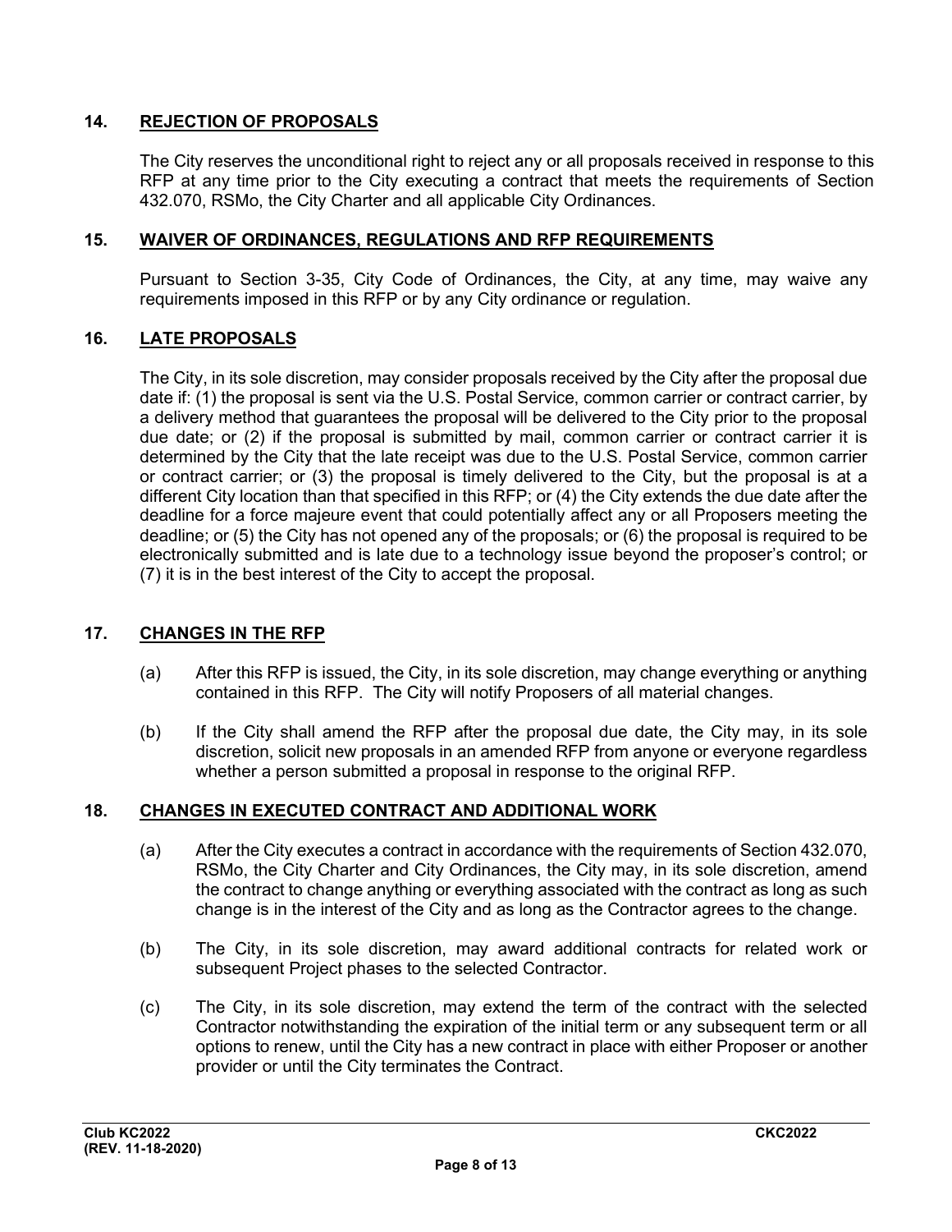## 14. REJECTION OF PROPOSALS

The City reserves the unconditional right to reject any or all proposals received in response to this RFP at any time prior to the City executing a contract that meets the requirements of Section 432.070, RSMo, the City Charter and all applicable City Ordinances.

## 15. WAIVER OF ORDINANCES, REGULATIONS AND RFP REQUIREMENTS

Pursuant to Section 3-35, City Code of Ordinances, the City, at any time, may waive any requirements imposed in this RFP or by any City ordinance or regulation.

## 16. LATE PROPOSALS

The City, in its sole discretion, may consider proposals received by the City after the proposal due date if: (1) the proposal is sent via the U.S. Postal Service, common carrier or contract carrier, by a delivery method that guarantees the proposal will be delivered to the City prior to the proposal due date; or (2) if the proposal is submitted by mail, common carrier or contract carrier it is determined by the City that the late receipt was due to the U.S. Postal Service, common carrier or contract carrier; or (3) the proposal is timely delivered to the City, but the proposal is at a different City location than that specified in this RFP; or (4) the City extends the due date after the deadline for a force majeure event that could potentially affect any or all Proposers meeting the deadline; or (5) the City has not opened any of the proposals; or (6) the proposal is required to be electronically submitted and is late due to a technology issue beyond the proposer's control; or (7) it is in the best interest of the City to accept the proposal.

## 17. CHANGES IN THE RFP

(a) After this RFP is issued, the City, in its sole discretion, may change everything or anything contained in this RFP. The City will notify Proposers of all material changes.

(b) If the City shall amend the RFP after the proposal due date, the City may, in its sole discretion, solicit new proposals in an amended RFP from anyone or everyone regardless whether a person submitted a proposal in response to the original RFP.

## 18. CHANGES IN EXECUTED CONTRACT AND ADDITIONAL WORK

(a) After the City executes a contract in accordance with the requirements of Section 432.070, RSMo, the City Charter and City Ordinances, the City may, in its sole discretion, amend the contract to change anything or everything associated with the contract as long as such change is in the interest of the City and as long as the Contractor agrees to the change.

(b) The City, in its sole discretion, may award additional contracts for related work or subsequent Project phases to the selected Contractor.

(c) The City, in its sole discretion, may extend the term of the contract with the selected Contractor notwithstanding the expiration of the initial term or any subsequent term or all options to renew, until the City has a new contract in place with either Proposer or another provider or until the City terminates the Contract.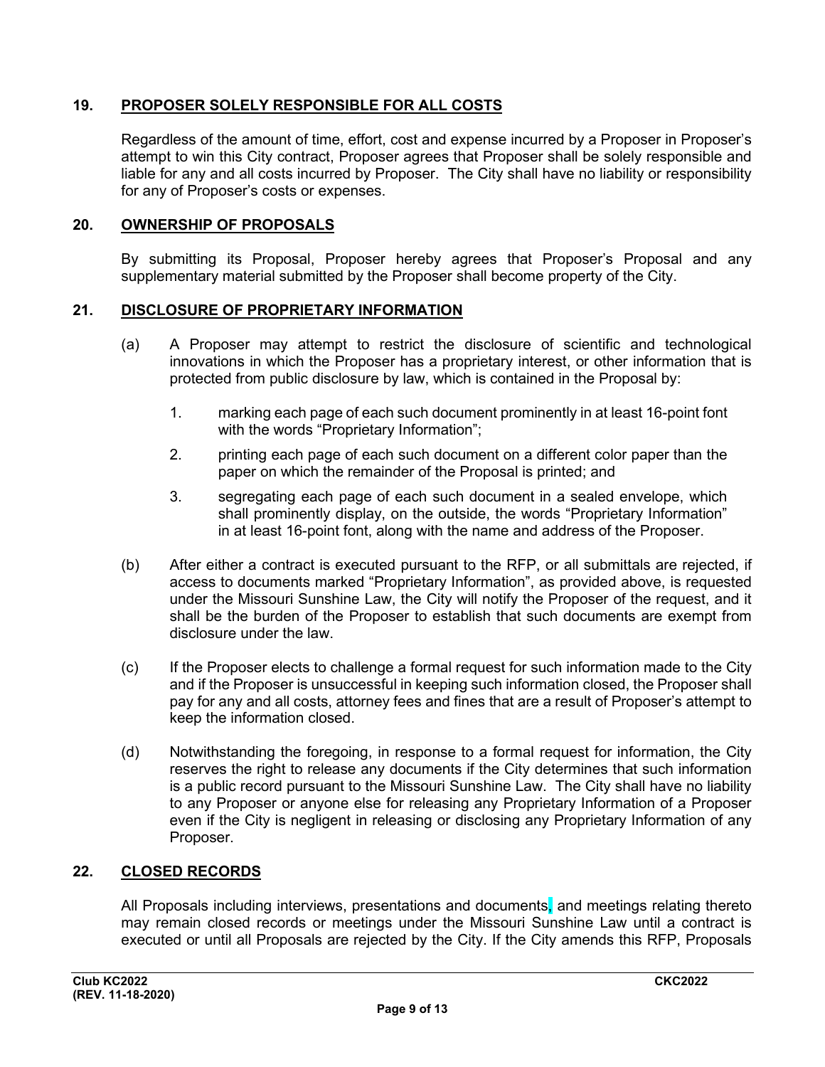## 19. PROPOSER SOLELY RESPONSIBLE FOR ALL COSTS

Regardless of the amount of time, effort, cost and expense incurred by a Proposer in Proposer's attempt to win this City contract, Proposer agrees that Proposer shall be solely responsible and liable for any and all costs incurred by Proposer. The City shall have no liability or responsibility for any of Proposer's costs or expenses.

## 20. OWNERSHIP OF PROPOSALS

By submitting its Proposal, Proposer hereby agrees that Proposer's Proposal and any supplementary material submitted by the Proposer shall become property of the City.

## 21. DISCLOSURE OF PROPRIETARY INFORMATION

(a) A Proposer may attempt to restrict the disclosure of scientific and technological innovations in which the Proposer has a proprietary interest, or other information that is protected from public disclosure by law, which is contained in the Proposal by:

1. marking each page of each such document prominently in at least 16-point font with the words "Proprietary Information";
2. printing each page of each such document on a different color paper than the paper on which the remainder of the Proposal is printed; and
3. segregating each page of each such document in a sealed envelope, which shall prominently display, on the outside, the words "Proprietary Information" in at least 16-point font, along with the name and address of the Proposer.

(b) After either a contract is executed pursuant to the RFP, or all submittals are rejected, if access to documents marked "Proprietary Information", as provided above, is requested under the Missouri Sunshine Law, the City will notify the Proposer of the request, and it shall be the burden of the Proposer to establish that such documents are exempt from disclosure under the law.

(c) If the Proposer elects to challenge a formal request for such information made to the City and if the Proposer is unsuccessful in keeping such information closed, the Proposer shall pay for any and all costs, attorney fees and fines that are a result of Proposer's attempt to keep the information closed.

(d) Notwithstanding the foregoing, in response to a formal request for information, the City reserves the right to release any documents if the City determines that such information is a public record pursuant to the Missouri Sunshine Law. The City shall have no liability to any Proposer or anyone else for releasing any Proprietary Information of a Proposer even if the City is negligent in releasing or disclosing any Proprietary Information of any Proposer.

## 22. CLOSED RECORDS

All Proposals including interviews, presentations and documents, and meetings relating thereto may remain closed records or meetings under the Missouri Sunshine Law until a contract is executed or until all Proposals are rejected by the City. If the City amends this RFP, Proposals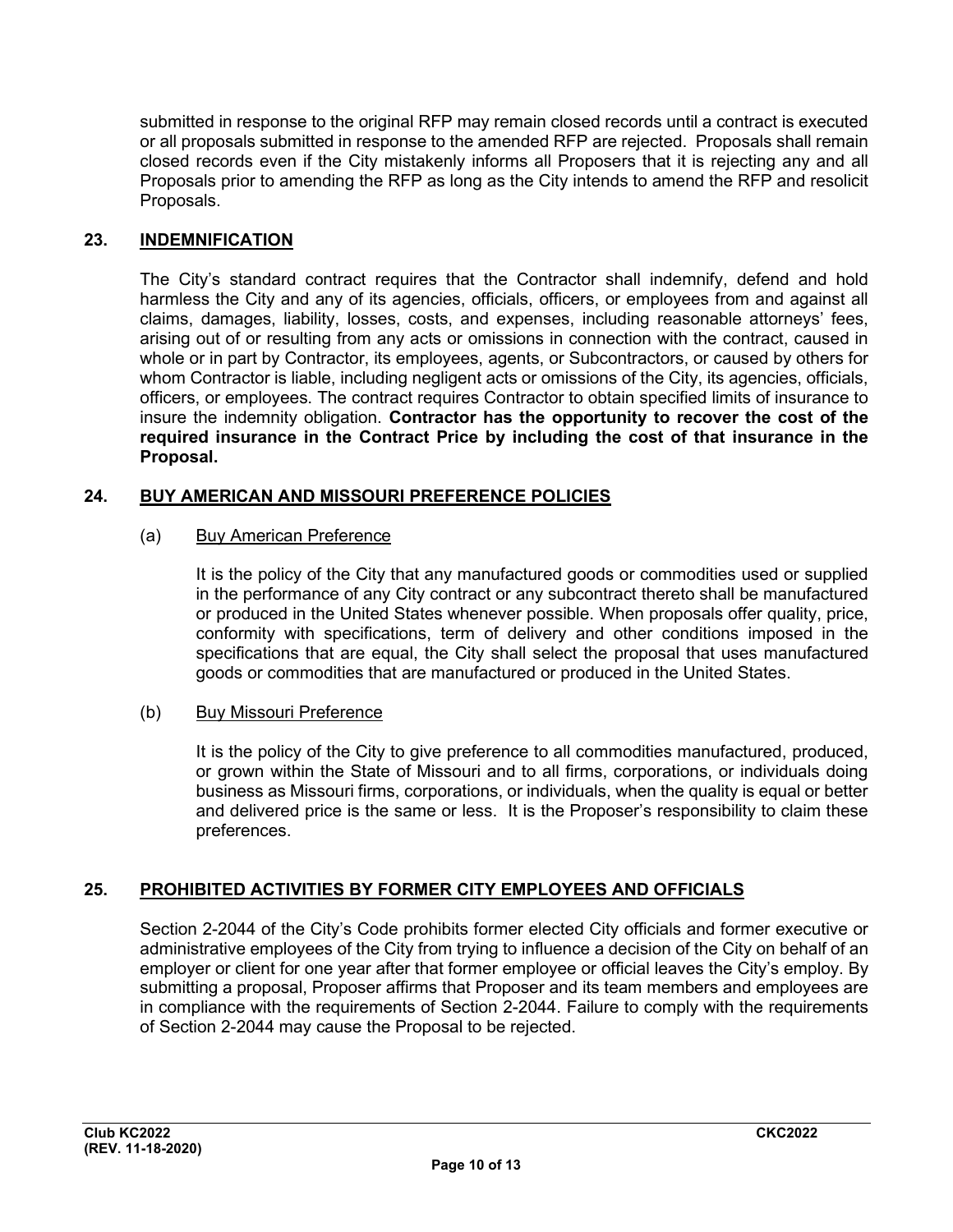submitted in response to the original RFP may remain closed records until a contract is executed or all proposals submitted in response to the amended RFP are rejected. Proposals shall remain closed records even if the City mistakenly informs all Proposers that it is rejecting any and all Proposals prior to amending the RFP as long as the City intends to amend the RFP and resolicit Proposals.

## 23. INDEMNIFICATION

The City's standard contract requires that the Contractor shall indemnify, defend and hold harmless the City and any of its agencies, officials, officers, or employees from and against all claims, damages, liability, losses, costs, and expenses, including reasonable attorneys' fees, arising out of or resulting from any acts or omissions in connection with the contract, caused in whole or in part by Contractor, its employees, agents, or Subcontractors, or caused by others for whom Contractor is liable, including negligent acts or omissions of the City, its agencies, officials, officers, or employees. The contract requires Contractor to obtain specified limits of insurance to insure the indemnity obligation. **Contractor has the opportunity to recover the cost of the required insurance in the Contract Price by including the cost of that insurance in the Proposal.**

## 24. BUY AMERICAN AND MISSOURI PREFERENCE POLICIES

(a) Buy American Preference

It is the policy of the City that any manufactured goods or commodities used or supplied in the performance of any City contract or any subcontract thereto shall be manufactured or produced in the United States whenever possible. When proposals offer quality, price, conformity with specifications, term of delivery and other conditions imposed in the specifications that are equal, the City shall select the proposal that uses manufactured goods or commodities that are manufactured or produced in the United States.

(b) Buy Missouri Preference

It is the policy of the City to give preference to all commodities manufactured, produced, or grown within the State of Missouri and to all firms, corporations, or individuals doing business as Missouri firms, corporations, or individuals, when the quality is equal or better and delivered price is the same or less. It is the Proposer's responsibility to claim these preferences.

## 25. PROHIBITED ACTIVITIES BY FORMER CITY EMPLOYEES AND OFFICIALS

Section 2-2044 of the City's Code prohibits former elected City officials and former executive or administrative employees of the City from trying to influence a decision of the City on behalf of an employer or client for one year after that former employee or official leaves the City's employ. By submitting a proposal, Proposer affirms that Proposer and its team members and employees are in compliance with the requirements of Section 2-2044. Failure to comply with the requirements of Section 2-2044 may cause the Proposal to be rejected.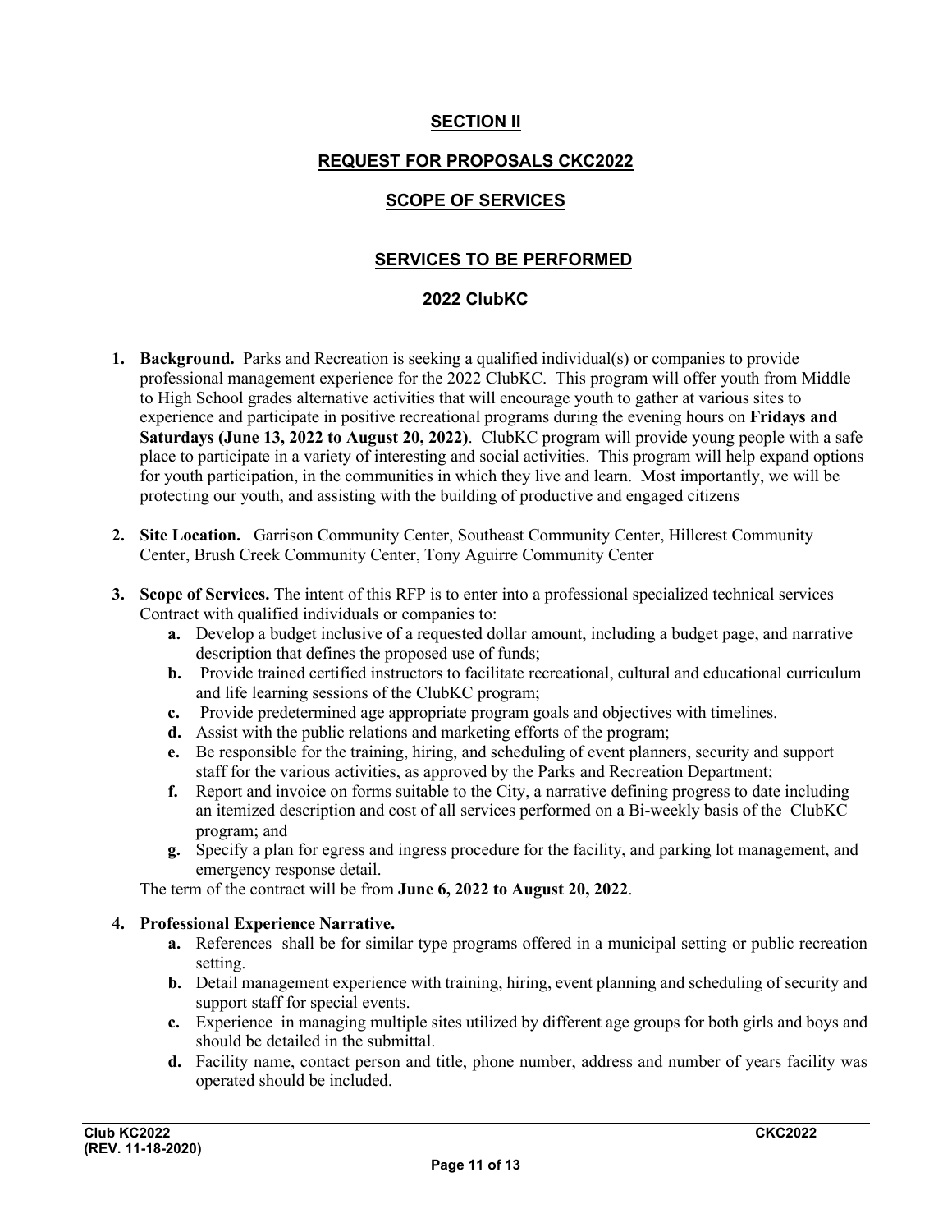## SECTION II

## REQUEST FOR PROPOSALS CKC2022

## SCOPE OF SERVICES

## SERVICES TO BE PERFORMED

### 2022 ClubKC

1. **Background.** Parks and Recreation is seeking a qualified individual(s) or companies to provide professional management experience for the 2022 ClubKC. This program will offer youth from Middle to High School grades alternative activities that will encourage youth to gather at various sites to experience and participate in positive recreational programs during the evening hours on **Fridays and Saturdays (June 13, 2022 to August 20, 2022)**. ClubKC program will provide young people with a safe place to participate in a variety of interesting and social activities. This program will help expand options for youth participation, in the communities in which they live and learn. Most importantly, we will be protecting our youth, and assisting with the building of productive and engaged citizens

2. **Site Location.** Garrison Community Center, Southeast Community Center, Hillcrest Community Center, Brush Creek Community Center, Tony Aguirre Community Center

3. **Scope of Services.** The intent of this RFP is to enter into a professional specialized technical services Contract with qualified individuals or companies to:
   - **a.** Develop a budget inclusive of a requested dollar amount, including a budget page, and narrative description that defines the proposed use of funds;
   - **b.** Provide trained certified instructors to facilitate recreational, cultural and educational curriculum and life learning sessions of the ClubKC program;
   - **c.** Provide predetermined age appropriate program goals and objectives with timelines.
   - **d.** Assist with the public relations and marketing efforts of the program;
   - **e.** Be responsible for the training, hiring, and scheduling of event planners, security and support staff for the various activities, as approved by the Parks and Recreation Department;
   - **f.** Report and invoice on forms suitable to the City, a narrative defining progress to date including an itemized description and cost of all services performed on a Bi-weekly basis of the ClubKC program; and
   - **g.** Specify a plan for egress and ingress procedure for the facility, and parking lot management, and emergency response detail.

   The term of the contract will be from **June 6, 2022 to August 20, 2022**.

4. **Professional Experience Narrative.**
   - **a.** References shall be for similar type programs offered in a municipal setting or public recreation setting.
   - **b.** Detail management experience with training, hiring, event planning and scheduling of security and support staff for special events.
   - **c.** Experience in managing multiple sites utilized by different age groups for both girls and boys and should be detailed in the submittal.
   - **d.** Facility name, contact person and title, phone number, address and number of years facility was operated should be included.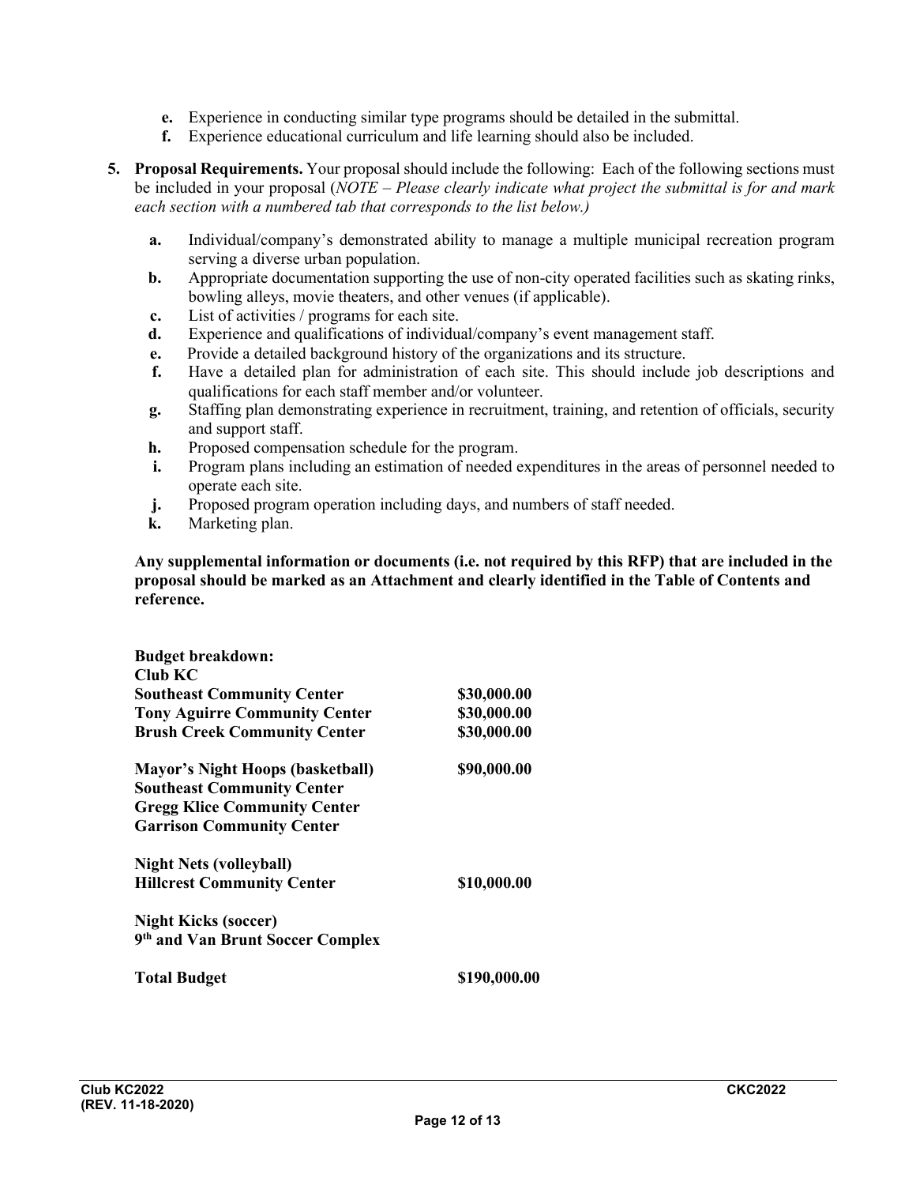e. Experience in conducting similar type programs should be detailed in the submittal.
   f. Experience educational curriculum and life learning should also be included.

5. **Proposal Requirements.** Your proposal should include the following: Each of the following sections must be included in your proposal (*NOTE – Please clearly indicate what project the submittal is for and mark each section with a numbered tab that corresponds to the list below.)*

   a. Individual/company's demonstrated ability to manage a multiple municipal recreation program serving a diverse urban population.
   b. Appropriate documentation supporting the use of non-city operated facilities such as skating rinks, bowling alleys, movie theaters, and other venues (if applicable).
   c. List of activities / programs for each site.
   d. Experience and qualifications of individual/company's event management staff.
   e. Provide a detailed background history of the organizations and its structure.
   f. Have a detailed plan for administration of each site. This should include job descriptions and qualifications for each staff member and/or volunteer.
   g. Staffing plan demonstrating experience in recruitment, training, and retention of officials, security and support staff.
   h. Proposed compensation schedule for the program.
   i. Program plans including an estimation of needed expenditures in the areas of personnel needed to operate each site.
   j. Proposed program operation including days, and numbers of staff needed.
   k. Marketing plan.

**Any supplemental information or documents (i.e. not required by this RFP) that are included in the proposal should be marked as an Attachment and clearly identified in the Table of Contents and reference.**

| **Budget breakdown:** | |
| --- | --- |
| **Club KC** | |
| **Southeast Community Center** | **$30,000.00** |
| **Tony Aguirre Community Center** | **$30,000.00** |
| **Brush Creek Community Center** | **$30,000.00** |
| | |
| **Mayor's Night Hoops (basketball)** | **$90,000.00** |
| **Southeast Community Center** | |
| **Gregg Klice Community Center** | |
| **Garrison Community Center** | |
| | |
| **Night Nets (volleyball)** | |
| **Hillcrest Community Center** | **$10,000.00** |
| | |
| **Night Kicks (soccer)** | |
| **9th and Van Brunt Soccer Complex** | |
| | |
| **Total Budget** | **$190,000.00** |

**Club KC2022** **CKC2022**
**(REV. 11-18-2020)**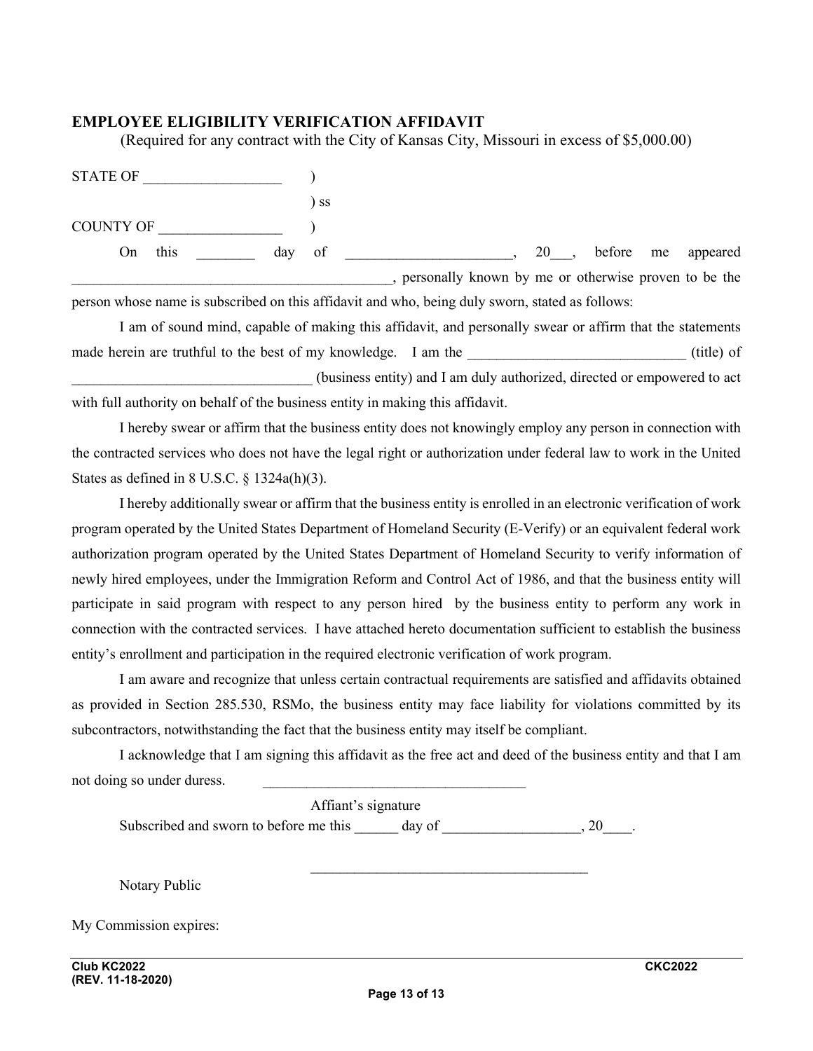**EMPLOYEE ELIGIBILITY VERIFICATION AFFIDAVIT**

(Required for any contract with the City of Kansas City, Missouri in excess of $5,000.00)

STATE OF __________________ )

) ss

COUNTY OF ________________ )

On this ________ day of ______________________, 20___, before me appeared ____________________________________________, personally known by me or otherwise proven to be the person whose name is subscribed on this affidavit and who, being duly sworn, stated as follows:

I am of sound mind, capable of making this affidavit, and personally swear or affirm that the statements made herein are truthful to the best of my knowledge. I am the ______________________________ (title) of _________________________________ (business entity) and I am duly authorized, directed or empowered to act with full authority on behalf of the business entity in making this affidavit.

I hereby swear or affirm that the business entity does not knowingly employ any person in connection with the contracted services who does not have the legal right or authorization under federal law to work in the United States as defined in 8 U.S.C. § 1324a(h)(3).

I hereby additionally swear or affirm that the business entity is enrolled in an electronic verification of work program operated by the United States Department of Homeland Security (E-Verify) or an equivalent federal work authorization program operated by the United States Department of Homeland Security to verify information of newly hired employees, under the Immigration Reform and Control Act of 1986, and that the business entity will participate in said program with respect to any person hired by the business entity to perform any work in connection with the contracted services. I have attached hereto documentation sufficient to establish the business entity's enrollment and participation in the required electronic verification of work program.

I am aware and recognize that unless certain contractual requirements are satisfied and affidavits obtained as provided in Section 285.530, RSMo, the business entity may face liability for violations committed by its subcontractors, notwithstanding the fact that the business entity may itself be compliant.

I acknowledge that I am signing this affidavit as the free act and deed of the business entity and that I am not doing so under duress. ____________________________________

Affiant's signature

Subscribed and sworn to before me this ______ day of ___________________, 20____.

_______________________________________

Notary Public

My Commission expires:

Club KC2022 (REV. 11-18-2020) CKC2022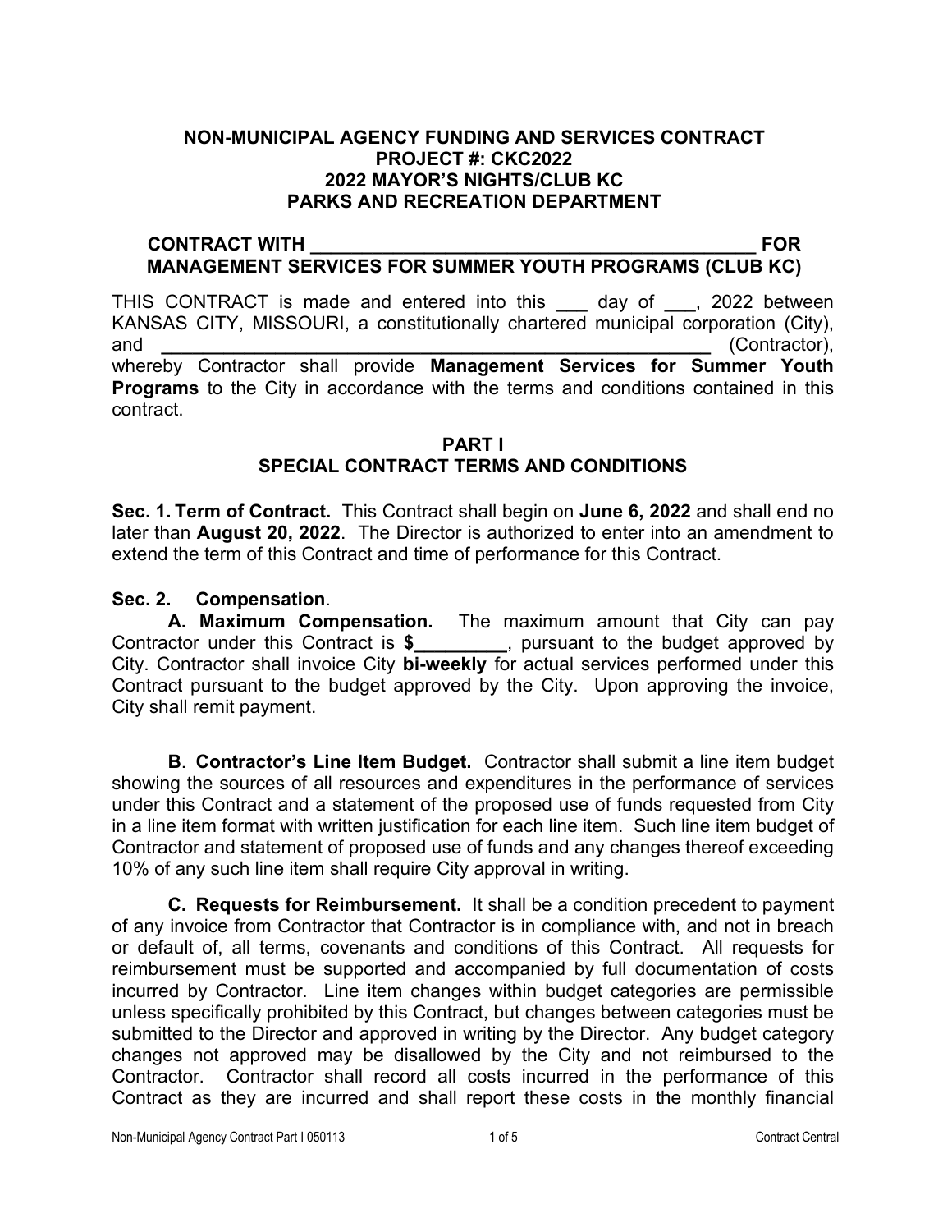# NON-MUNICIPAL AGENCY FUNDING AND SERVICES CONTRACT
# PROJECT #: CKC2022
# 2022 MAYOR'S NIGHTS/CLUB KC
# PARKS AND RECREATION DEPARTMENT

## CONTRACT WITH _____________________________________________ FOR MANAGEMENT SERVICES FOR SUMMER YOUTH PROGRAMS (CLUB KC)

THIS CONTRACT is made and entered into this ___ day of ___, 2022 between KANSAS CITY, MISSOURI, a constitutionally chartered municipal corporation (City), and _______________________________________________________ (Contractor), whereby Contractor shall provide **Management Services for Summer Youth Programs** to the City in accordance with the terms and conditions contained in this contract.

## PART I
## SPECIAL CONTRACT TERMS AND CONDITIONS

**Sec. 1. Term of Contract.** This Contract shall begin on **June 6, 2022** and shall end no later than **August 20, 2022**. The Director is authorized to enter into an amendment to extend the term of this Contract and time of performance for this Contract.

**Sec. 2. Compensation**.

**A. Maximum Compensation.** The maximum amount that City can pay Contractor under this Contract is **$_________**, pursuant to the budget approved by City. Contractor shall invoice City **bi-weekly** for actual services performed under this Contract pursuant to the budget approved by the City. Upon approving the invoice, City shall remit payment.

**B**. **Contractor's Line Item Budget.** Contractor shall submit a line item budget showing the sources of all resources and expenditures in the performance of services under this Contract and a statement of the proposed use of funds requested from City in a line item format with written justification for each line item. Such line item budget of Contractor and statement of proposed use of funds and any changes thereof exceeding 10% of any such line item shall require City approval in writing.

**C. Requests for Reimbursement.** It shall be a condition precedent to payment of any invoice from Contractor that Contractor is in compliance with, and not in breach or default of, all terms, covenants and conditions of this Contract. All requests for reimbursement must be supported and accompanied by full documentation of costs incurred by Contractor. Line item changes within budget categories are permissible unless specifically prohibited by this Contract, but changes between categories must be submitted to the Director and approved in writing by the Director. Any budget category changes not approved may be disallowed by the City and not reimbursed to the Contractor. Contractor shall record all costs incurred in the performance of this Contract as they are incurred and shall report these costs in the monthly financial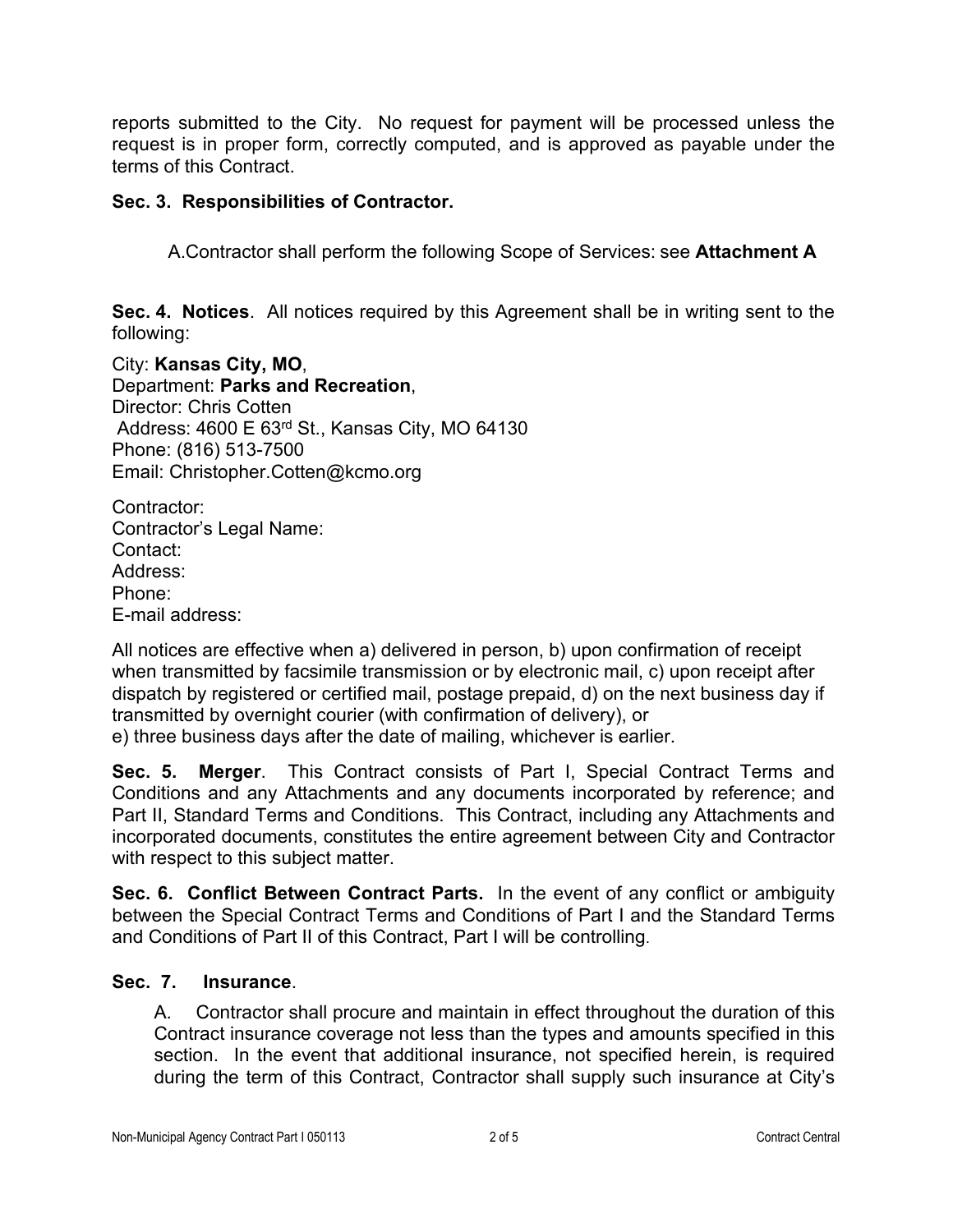reports submitted to the City. No request for payment will be processed unless the request is in proper form, correctly computed, and is approved as payable under the terms of this Contract.

**Sec. 3. Responsibilities of Contractor.**

A. Contractor shall perform the following Scope of Services: see **Attachment A**

**Sec. 4. Notices**. All notices required by this Agreement shall be in writing sent to the following:

City: **Kansas City, MO**,
Department: **Parks and Recreation**,
Director: Chris Cotten
Address: 4600 E 63rd St., Kansas City, MO 64130
Phone: (816) 513-7500
Email: Christopher.Cotten@kcmo.org

Contractor:
Contractor's Legal Name:
Contact:
Address:
Phone:
E-mail address:

All notices are effective when a) delivered in person, b) upon confirmation of receipt when transmitted by facsimile transmission or by electronic mail, c) upon receipt after dispatch by registered or certified mail, postage prepaid, d) on the next business day if transmitted by overnight courier (with confirmation of delivery), or
e) three business days after the date of mailing, whichever is earlier.

**Sec. 5. Merger**. This Contract consists of Part I, Special Contract Terms and Conditions and any Attachments and any documents incorporated by reference; and Part II, Standard Terms and Conditions. This Contract, including any Attachments and incorporated documents, constitutes the entire agreement between City and Contractor with respect to this subject matter.

**Sec. 6. Conflict Between Contract Parts.** In the event of any conflict or ambiguity between the Special Contract Terms and Conditions of Part I and the Standard Terms and Conditions of Part II of this Contract, Part I will be controlling.

**Sec. 7. Insurance**.

A. Contractor shall procure and maintain in effect throughout the duration of this Contract insurance coverage not less than the types and amounts specified in this section. In the event that additional insurance, not specified herein, is required during the term of this Contract, Contractor shall supply such insurance at City's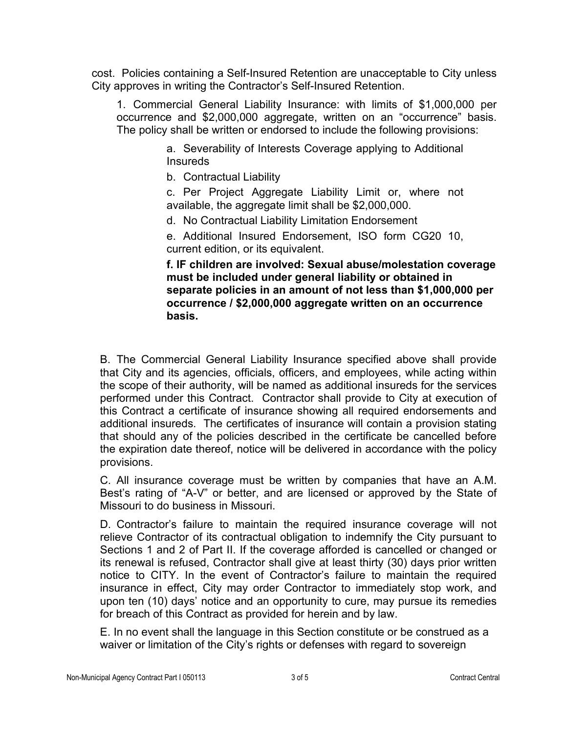cost. Policies containing a Self-Insured Retention are unacceptable to City unless City approves in writing the Contractor's Self-Insured Retention.

1. Commercial General Liability Insurance: with limits of $1,000,000 per occurrence and $2,000,000 aggregate, written on an "occurrence" basis. The policy shall be written or endorsed to include the following provisions:

   a. Severability of Interests Coverage applying to Additional Insureds

   b. Contractual Liability

   c. Per Project Aggregate Liability Limit or, where not available, the aggregate limit shall be $2,000,000.

   d. No Contractual Liability Limitation Endorsement

   e. Additional Insured Endorsement, ISO form CG20 10, current edition, or its equivalent.

   **f. IF children are involved: Sexual abuse/molestation coverage must be included under general liability or obtained in separate policies in an amount of not less than $1,000,000 per occurrence / $2,000,000 aggregate written on an occurrence basis.**

B. The Commercial General Liability Insurance specified above shall provide that City and its agencies, officials, officers, and employees, while acting within the scope of their authority, will be named as additional insureds for the services performed under this Contract. Contractor shall provide to City at execution of this Contract a certificate of insurance showing all required endorsements and additional insureds. The certificates of insurance will contain a provision stating that should any of the policies described in the certificate be cancelled before the expiration date thereof, notice will be delivered in accordance with the policy provisions.

C. All insurance coverage must be written by companies that have an A.M. Best's rating of "A-V" or better, and are licensed or approved by the State of Missouri to do business in Missouri.

D. Contractor's failure to maintain the required insurance coverage will not relieve Contractor of its contractual obligation to indemnify the City pursuant to Sections 1 and 2 of Part II. If the coverage afforded is cancelled or changed or its renewal is refused, Contractor shall give at least thirty (30) days prior written notice to CITY. In the event of Contractor's failure to maintain the required insurance in effect, City may order Contractor to immediately stop work, and upon ten (10) days' notice and an opportunity to cure, may pursue its remedies for breach of this Contract as provided for herein and by law.

E. In no event shall the language in this Section constitute or be construed as a waiver or limitation of the City's rights or defenses with regard to sovereign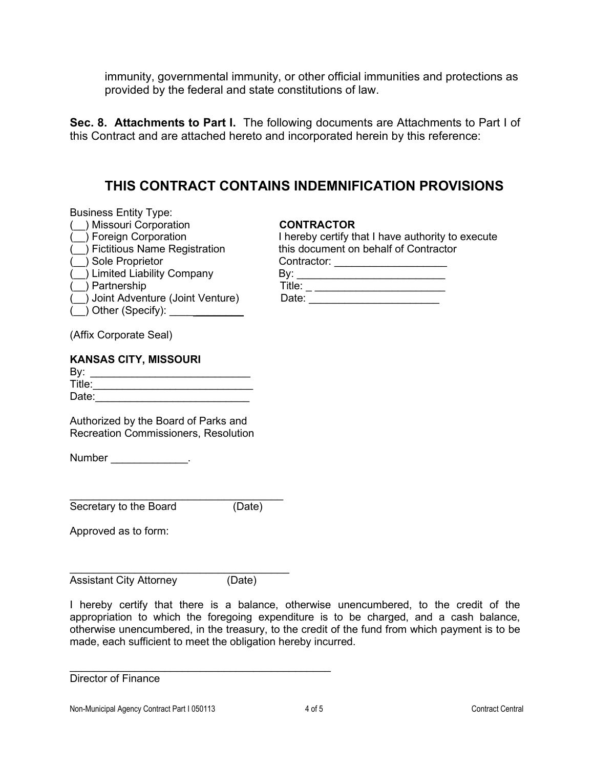immunity, governmental immunity, or other official immunities and protections as provided by the federal and state constitutions of law.

**Sec. 8. Attachments to Part I.** The following documents are Attachments to Part I of this Contract and are attached hereto and incorporated herein by this reference:

## THIS CONTRACT CONTAINS INDEMNIFICATION PROVISIONS

Business Entity Type:
(__) Missouri Corporation
(__) Foreign Corporation
(__) Fictitious Name Registration
(__) Sole Proprietor
(__) Limited Liability Company
(__) Partnership
(__) Joint Adventure (Joint Venture)
(__) Other (Specify): _____________

(Affix Corporate Seal)

**CONTRACTOR**
I hereby certify that I have authority to execute this document on behalf of Contractor
Contractor: ___________________
By: _________________________
Title: _ ______________________
Date: ______________________

**KANSAS CITY, MISSOURI**
By: ___________________________
Title:___________________________
Date:__________________________

Authorized by the Board of Parks and Recreation Commissioners, Resolution

Number _____________.

_____________________________________
Secretary to the Board (Date)

Approved as to form:

_____________________________________
Assistant City Attorney (Date)

I hereby certify that there is a balance, otherwise unencumbered, to the credit of the appropriation to which the foregoing expenditure is to be charged, and a cash balance, otherwise unencumbered, in the treasury, to the credit of the fund from which payment is to be made, each sufficient to meet the obligation hereby incurred.

_____________________________________________
Director of Finance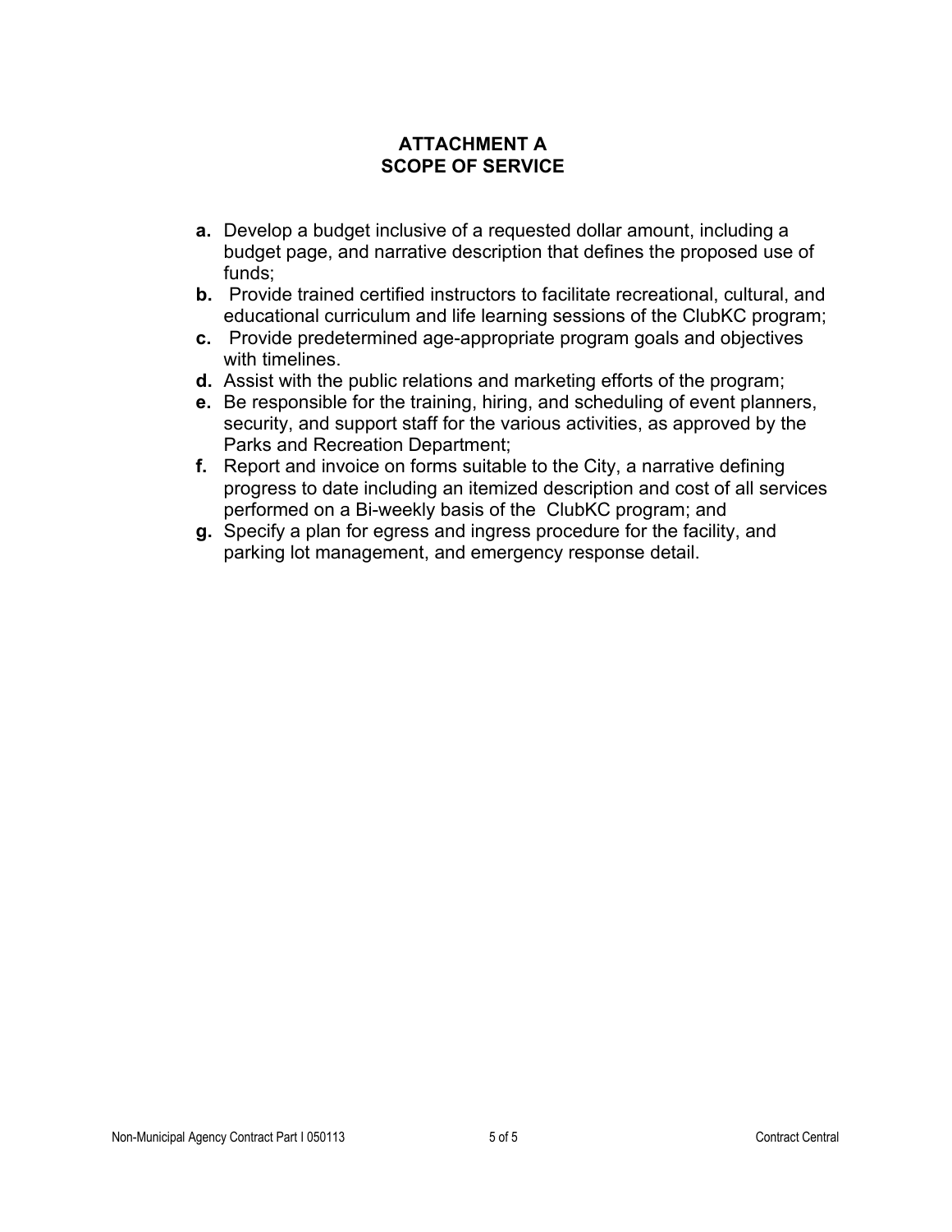# ATTACHMENT A
# SCOPE OF SERVICE

- **a.** Develop a budget inclusive of a requested dollar amount, including a budget page, and narrative description that defines the proposed use of funds;
- **b.** Provide trained certified instructors to facilitate recreational, cultural, and educational curriculum and life learning sessions of the ClubKC program;
- **c.** Provide predetermined age-appropriate program goals and objectives with timelines.
- **d.** Assist with the public relations and marketing efforts of the program;
- **e.** Be responsible for the training, hiring, and scheduling of event planners, security, and support staff for the various activities, as approved by the Parks and Recreation Department;
- **f.** Report and invoice on forms suitable to the City, a narrative defining progress to date including an itemized description and cost of all services performed on a Bi-weekly basis of the ClubKC program; and
- **g.** Specify a plan for egress and ingress procedure for the facility, and parking lot management, and emergency response detail.